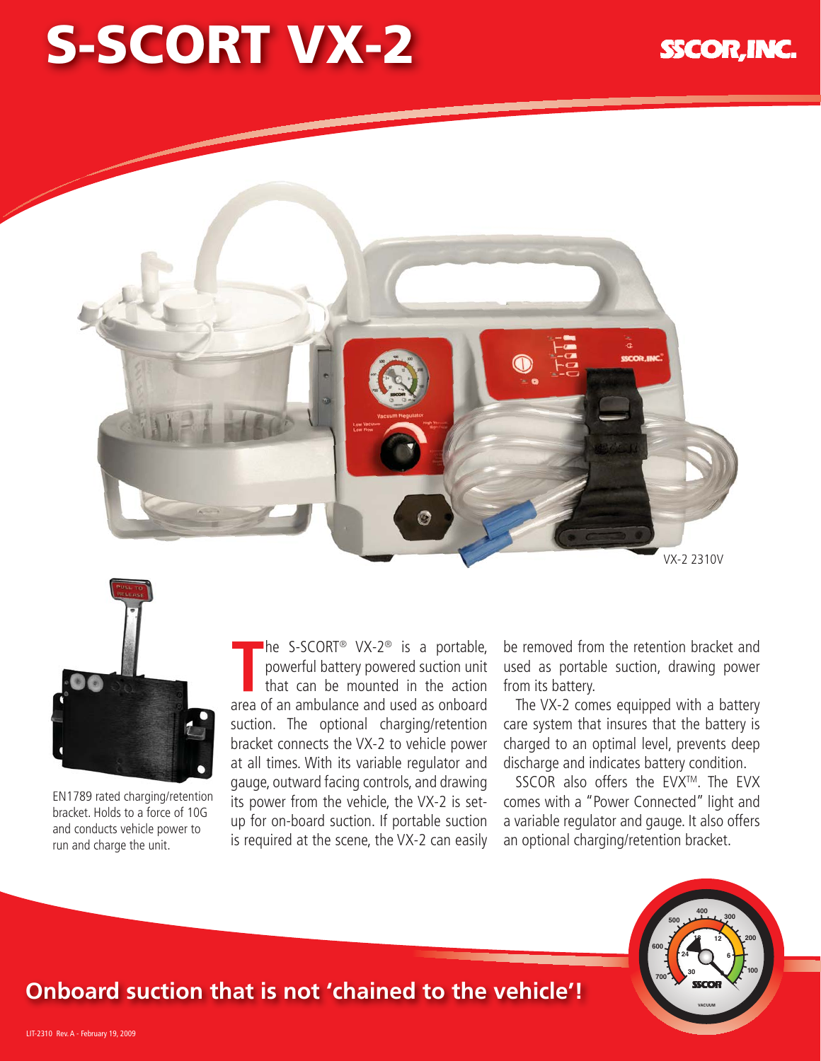# S-SCORT VX-2

SSCOR, INC.

VX-2 2310V

EN1789 rated charging/retention bracket. Holds to a force of 10G and conducts vehicle power to run and charge the unit.

The S-SCORT® VX-2® is a portable, powerful battery powered suction unit that can be mounted in the action area of an ambulance and used as onboard suction. The optional charging/retention bracket connects the VX-2 to vehicle power at all times. With its variable regulator and gauge, outward facing controls, and drawing its power from the vehicle, the VX-2 is set-up for on-board suction. If portable suction is required at the scene, the VX-2 can easily be removed from the retention bracket and used as portable suction, drawing power from its battery.

The VX-2 comes equipped with a battery care system that insures that the battery is charged to an optimal level, prevents deep discharge and indicates battery condition.

SSCOR also offers the EVX™. The EVX comes with a "Power Connected" light and a variable regulator and gauge. It also offers an optional charging/retention bracket.

## Onboard suction that is not 'chained to the vehicle'!

LIT-2310 Rev. A - February 19, 2009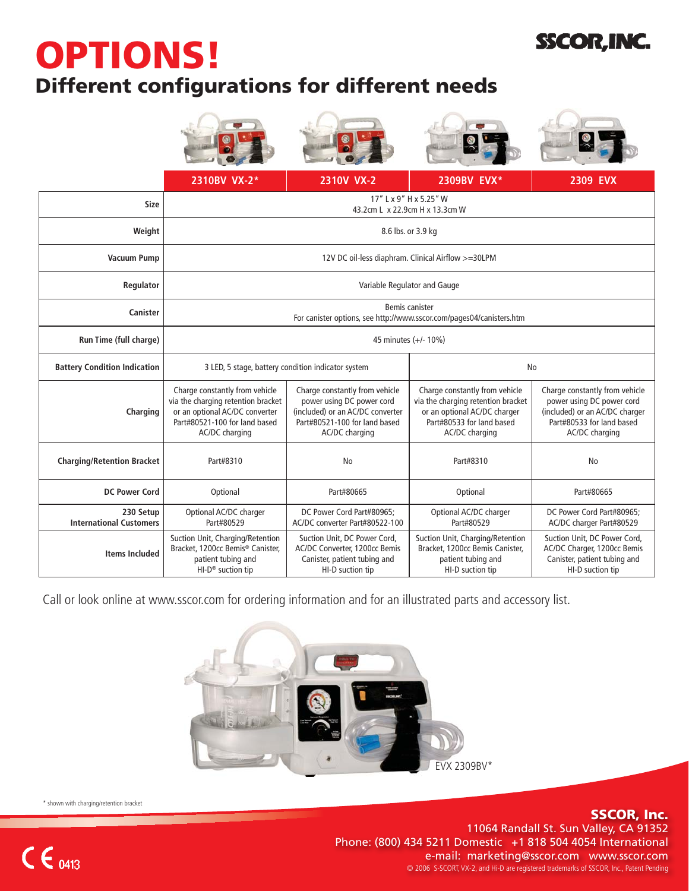SSCOR,INC.

# OPTIONS!

## Different configurations for different needs

| | 2310BV VX-2* | 2310V VX-2 | 2309BV EVX* | 2309 EVX |
|---|---|---|---|---|
| **Size** | 17" L x 9" H x 5.25" W 43.2cm L x 22.9cm H x 13.3cm W | | | |
| **Weight** | 8.6 lbs. or 3.9 kg | | | |
| **Vacuum Pump** | 12V DC oil-less diaphram. Clinical Airflow >=30LPM | | | |
| **Regulator** | Variable Regulator and Gauge | | | |
| **Canister** | Bemis canister For canister options, see http://www.sscor.com/pages04/canisters.htm | | | |
| **Run Time (full charge)** | 45 minutes (+/- 10%) | | | |
| **Battery Condition Indication** | 3 LED, 5 stage, battery condition indicator system | | No | |
| **Charging** | Charge constantly from vehicle via the charging retention bracket or an optional AC/DC converter Part#80521-100 for land based AC/DC charging | Charge constantly from vehicle power using DC power cord (included) or an AC/DC converter Part#80521-100 for land based AC/DC charging | Charge constantly from vehicle via the charging retention bracket or an optional AC/DC charger Part#80533 for land based AC/DC charging | Charge constantly from vehicle power using DC power cord (included) or an AC/DC charger Part#80533 for land based AC/DC charging |
| **Charging/Retention Bracket** | Part#8310 | No | Part#8310 | No |
| **DC Power Cord** | Optional | Part#80665 | Optional | Part#80665 |
| **230 Setup International Customers** | Optional AC/DC charger Part#80529 | DC Power Cord Part#80965; AC/DC converter Part#80522-100 | Optional AC/DC charger Part#80529 | DC Power Cord Part#80965; AC/DC charger Part#80529 |
| **Items Included** | Suction Unit, Charging/Retention Bracket, 1200cc Bemis® Canister, patient tubing and HI-D® suction tip | Suction Unit, DC Power Cord, AC/DC Converter, 1200cc Bemis Canister, patient tubing and HI-D suction tip | Suction Unit, Charging/Retention Bracket, 1200cc Bemis Canister, patient tubing and HI-D suction tip | Suction Unit, DC Power Cord, AC/DC Charger, 1200cc Bemis Canister, patient tubing and HI-D suction tip |

Call or look online at www.sscor.com for ordering information and for an illustrated parts and accessory list.

EVX 2309BV*

\* shown with charging/retention bracket

**SSCOR, Inc.**
11064 Randall St. Sun Valley, CA 91352
Phone: (800) 434 5211 Domestic +1 818 504 4054 International
e-mail: marketing@sscor.com www.sscor.com
© 2006 S-SCORT, VX-2, and Hi-D are registered trademarks of SSCOR, Inc., Patent Pending

CE 0413